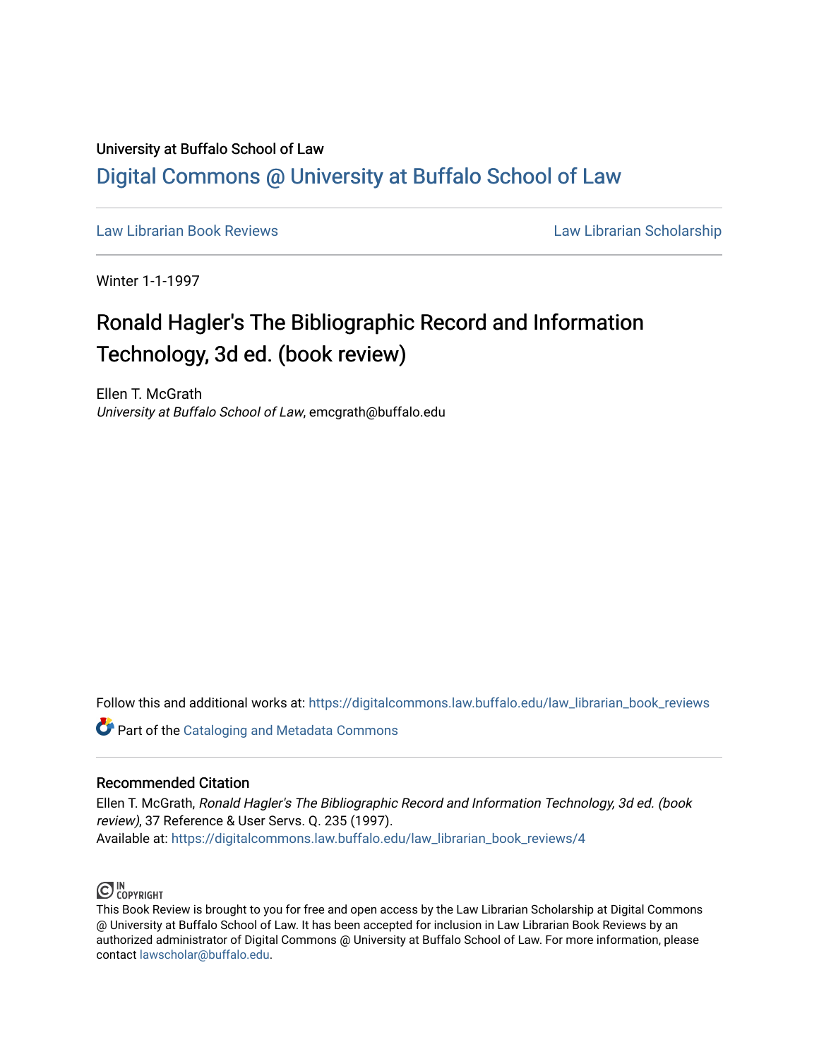University at Buffalo School of Law

# Digital Commons @ University at Buffalo School of Law

Law Librarian Book Reviews | Law Librarian Scholarship

Winter 1-1-1997

# Ronald Hagler's The Bibliographic Record and Information Technology, 3d ed. (book review)

Ellen T. McGrath
*University at Buffalo School of Law*, emcgrath@buffalo.edu

Follow this and additional works at: https://digitalcommons.law.buffalo.edu/law_librarian_book_reviews

Part of the Cataloging and Metadata Commons

## Recommended Citation

Ellen T. McGrath, *Ronald Hagler's The Bibliographic Record and Information Technology, 3d ed. (book review)*, 37 Reference & User Servs. Q. 235 (1997).
Available at: https://digitalcommons.law.buffalo.edu/law_librarian_book_reviews/4

IN COPYRIGHT

This Book Review is brought to you for free and open access by the Law Librarian Scholarship at Digital Commons @ University at Buffalo School of Law. It has been accepted for inclusion in Law Librarian Book Reviews by an authorized administrator of Digital Commons @ University at Buffalo School of Law. For more information, please contact lawscholar@buffalo.edu.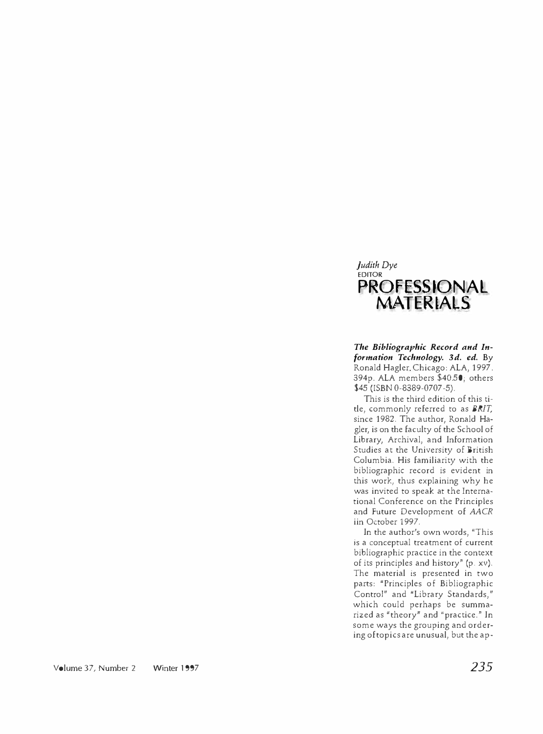*Judith Dye*
EDITOR

# PROFESSIONAL MATERIALS

***The Bibliographic Record and Information Technology. 3d. ed.*** By Ronald Hagler. Chicago: ALA, 1997. 394p. ALA members $40.50; others $45 (ISBN 0-8389-0707-5).

This is the third edition of this title, commonly referred to as *BRIT*, since 1982. The author, Ronald Hagler, is on the faculty of the School of Library, Archival, and Information Studies at the University of British Columbia. His familiarity with the bibliographic record is evident in this work, thus explaining why he was invited to speak at the International Conference on the Principles and Future Development of *AACR* iin October 1997.

In the author's own words, "This is a conceptual treatment of current bibliographic practice in the context of its principles and history" (p. xv). The material is presented in two parts: "Principles of Bibliographic Control" and "Library Standards," which could perhaps be summarized as "theory" and "practice." In some ways the grouping and ordering oftopics are unusual, but the ap-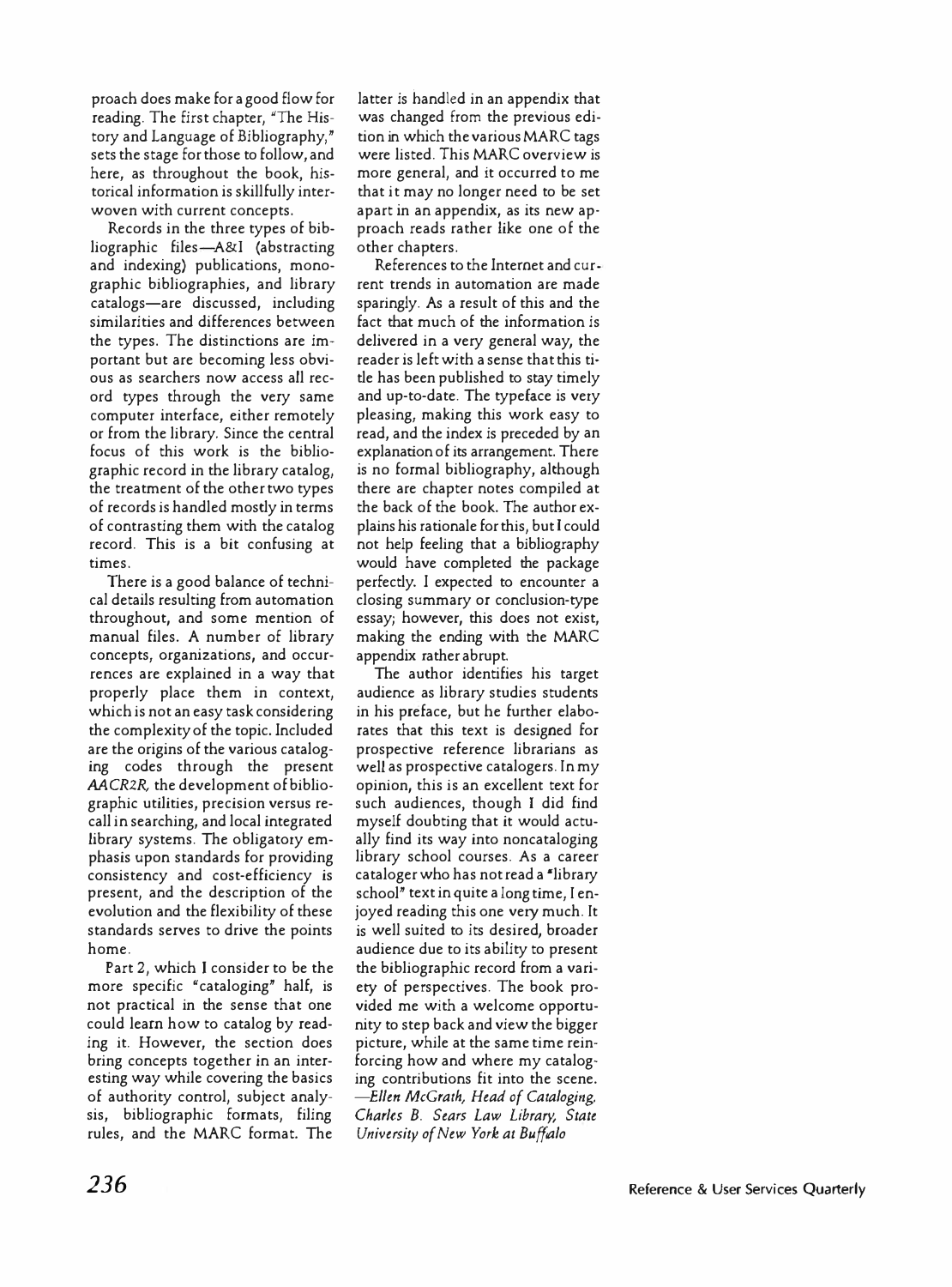proach does make for a good flow for reading. The first chapter, "The History and Language of Bibliography," sets the stage for those to follow, and here, as throughout the book, historical information is skillfully interwoven with current concepts.

Records in the three types of bibliographic files—A&I (abstracting and indexing) publications, monographic bibliographies, and library catalogs—are discussed, including similarities and differences between the types. The distinctions are important but are becoming less obvious as searchers now access all record types through the very same computer interface, either remotely or from the library. Since the central focus of this work is the bibliographic record in the library catalog, the treatment of the other two types of records is handled mostly in terms of contrasting them with the catalog record. This is a bit confusing at times.

There is a good balance of technical details resulting from automation throughout, and some mention of manual files. A number of library concepts, organizations, and occurrences are explained in a way that properly place them in context, which is not an easy task considering the complexity of the topic. Included are the origins of the various cataloging codes through the present *AACR2R*, the development of bibliographic utilities, precision versus recall in searching, and local integrated library systems. The obligatory emphasis upon standards for providing consistency and cost-efficiency is present, and the description of the evolution and the flexibility of these standards serves to drive the points home.

Part 2, which I consider to be the more specific "cataloging" half, is not practical in the sense that one could learn how to catalog by reading it. However, the section does bring concepts together in an interesting way while covering the basics of authority control, subject analysis, bibliographic formats, filing rules, and the MARC format. The latter is handled in an appendix that was changed from the previous edition in which the various MARC tags were listed. This MARC overview is more general, and it occurred to me that it may no longer need to be set apart in an appendix, as its new approach reads rather like one of the other chapters.

References to the Internet and current trends in automation are made sparingly. As a result of this and the fact that much of the information is delivered in a very general way, the reader is left with a sense that this title has been published to stay timely and up-to-date. The typeface is very pleasing, making this work easy to read, and the index is preceded by an explanation of its arrangement. There is no formal bibliography, although there are chapter notes compiled at the back of the book. The author explains his rationale for this, but I could not help feeling that a bibliography would have completed the package perfectly. I expected to encounter a closing summary or conclusion-type essay; however, this does not exist, making the ending with the MARC appendix rather abrupt.

The author identifies his target audience as library studies students in his preface, but he further elaborates that this text is designed for prospective reference librarians as well as prospective catalogers. In my opinion, this is an excellent text for such audiences, though I did find myself doubting that it would actually find its way into noncataloging library school courses. As a career cataloger who has not read a "library school" text in quite a long time, I enjoyed reading this one very much. It is well suited to its desired, broader audience due to its ability to present the bibliographic record from a variety of perspectives. The book provided me with a welcome opportunity to step back and view the bigger picture, while at the same time reinforcing how and where my cataloging contributions fit into the scene. —*Ellen McGrath, Head of Cataloging, Charles B. Sears Law Library, State University of New York at Buffalo*